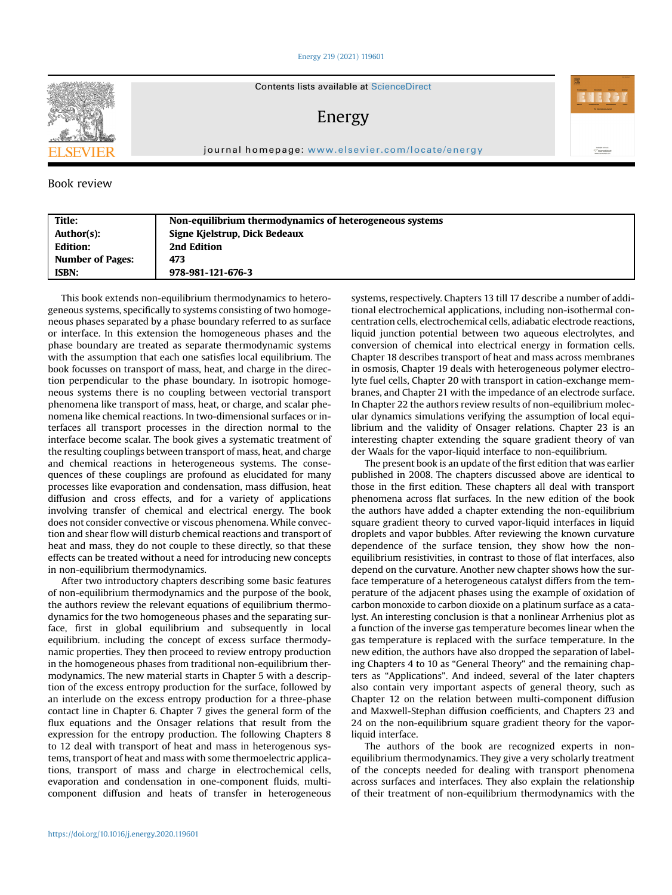Book review

| Title: | Non-equilibrium thermodynamics of heterogeneous systems |
|---|---|
| Author(s): | Signe Kjelstrup, Dick Bedeaux |
| Edition: | 2nd Edition |
| Number of Pages: | 473 |
| ISBN: | 978-981-121-676-3 |

This book extends non-equilibrium thermodynamics to heterogeneous systems, specifically to systems consisting of two homogeneous phases separated by a phase boundary referred to as surface or interface. In this extension the homogeneous phases and the phase boundary are treated as separate thermodynamic systems with the assumption that each one satisfies local equilibrium. The book focusses on transport of mass, heat, and charge in the direction perpendicular to the phase boundary. In isotropic homogeneous systems there is no coupling between vectorial transport phenomena like transport of mass, heat, or charge, and scalar phenomena like chemical reactions. In two-dimensional surfaces or interfaces all transport processes in the direction normal to the interface become scalar. The book gives a systematic treatment of the resulting couplings between transport of mass, heat, and charge and chemical reactions in heterogeneous systems. The consequences of these couplings are profound as elucidated for many processes like evaporation and condensation, mass diffusion, heat diffusion and cross effects, and for a variety of applications involving transfer of chemical and electrical energy. The book does not consider convective or viscous phenomena. While convection and shear flow will disturb chemical reactions and transport of heat and mass, they do not couple to these directly, so that these effects can be treated without a need for introducing new concepts in non-equilibrium thermodynamics.

After two introductory chapters describing some basic features of non-equilibrium thermodynamics and the purpose of the book, the authors review the relevant equations of equilibrium thermodynamics for the two homogeneous phases and the separating surface, first in global equilibrium and subsequently in local equilibrium. including the concept of excess surface thermodynamic properties. They then proceed to review entropy production in the homogeneous phases from traditional non-equilibrium thermodynamics. The new material starts in Chapter 5 with a description of the excess entropy production for the surface, followed by an interlude on the excess entropy production for a three-phase contact line in Chapter 6. Chapter 7 gives the general form of the flux equations and the Onsager relations that result from the expression for the entropy production. The following Chapters 8 to 12 deal with transport of heat and mass in heterogenous systems, transport of heat and mass with some thermoelectric applications, transport of mass and charge in electrochemical cells, evaporation and condensation in one-component fluids, multicomponent diffusion and heats of transfer in heterogeneous systems, respectively. Chapters 13 till 17 describe a number of additional electrochemical applications, including non-isothermal concentration cells, electrochemical cells, adiabatic electrode reactions, liquid junction potential between two aqueous electrolytes, and conversion of chemical into electrical energy in formation cells. Chapter 18 describes transport of heat and mass across membranes in osmosis, Chapter 19 deals with heterogeneous polymer electrolyte fuel cells, Chapter 20 with transport in cation-exchange membranes, and Chapter 21 with the impedance of an electrode surface. In Chapter 22 the authors review results of non-equilibrium molecular dynamics simulations verifying the assumption of local equilibrium and the validity of Onsager relations. Chapter 23 is an interesting chapter extending the square gradient theory of van der Waals for the vapor-liquid interface to non-equilibrium.

The present book is an update of the first edition that was earlier published in 2008. The chapters discussed above are identical to those in the first edition. These chapters all deal with transport phenomena across flat surfaces. In the new edition of the book the authors have added a chapter extending the non-equilibrium square gradient theory to curved vapor-liquid interfaces in liquid droplets and vapor bubbles. After reviewing the known curvature dependence of the surface tension, they show how the non-equilibrium resistivities, in contrast to those of flat interfaces, also depend on the curvature. Another new chapter shows how the surface temperature of a heterogeneous catalyst differs from the temperature of the adjacent phases using the example of oxidation of carbon monoxide to carbon dioxide on a platinum surface as a catalyst. An interesting conclusion is that a nonlinear Arrhenius plot as a function of the inverse gas temperature becomes linear when the gas temperature is replaced with the surface temperature. In the new edition, the authors have also dropped the separation of labeling Chapters 4 to 10 as "General Theory" and the remaining chapters as "Applications". And indeed, several of the later chapters also contain very important aspects of general theory, such as Chapter 12 on the relation between multi-component diffusion and Maxwell-Stephan diffusion coefficients, and Chapters 23 and 24 on the non-equilibrium square gradient theory for the vapor-liquid interface.

The authors of the book are recognized experts in non-equilibrium thermodynamics. They give a very scholarly treatment of the concepts needed for dealing with transport phenomena across surfaces and interfaces. They also explain the relationship of their treatment of non-equilibrium thermodynamics with the

https://doi.org/10.1016/j.energy.2020.119601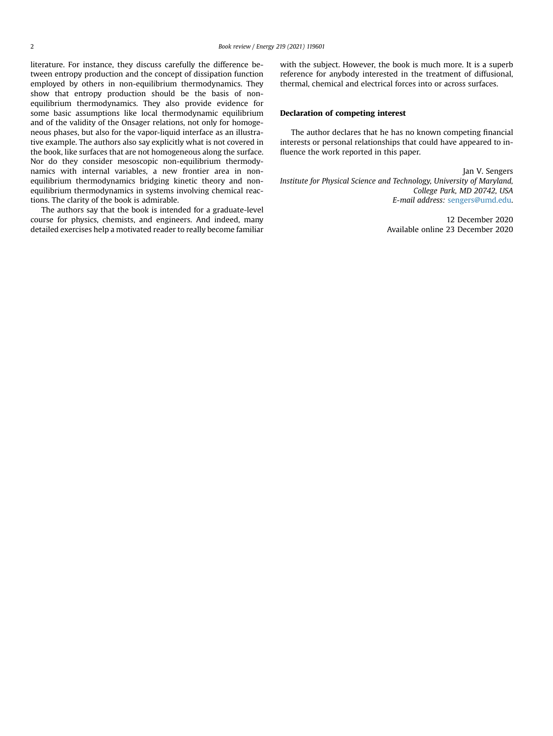literature. For instance, they discuss carefully the difference between entropy production and the concept of dissipation function employed by others in non-equilibrium thermodynamics. They show that entropy production should be the basis of non-equilibrium thermodynamics. They also provide evidence for some basic assumptions like local thermodynamic equilibrium and of the validity of the Onsager relations, not only for homogeneous phases, but also for the vapor-liquid interface as an illustrative example. The authors also say explicitly what is not covered in the book, like surfaces that are not homogeneous along the surface. Nor do they consider mesoscopic non-equilibrium thermodynamics with internal variables, a new frontier area in non-equilibrium thermodynamics bridging kinetic theory and non-equilibrium thermodynamics in systems involving chemical reactions. The clarity of the book is admirable.

The authors say that the book is intended for a graduate-level course for physics, chemists, and engineers. And indeed, many detailed exercises help a motivated reader to really become familiar with the subject. However, the book is much more. It is a superb reference for anybody interested in the treatment of diffusional, thermal, chemical and electrical forces into or across surfaces.

## Declaration of competing interest

The author declares that he has no known competing financial interests or personal relationships that could have appeared to influence the work reported in this paper.

Jan V. Sengers
*Institute for Physical Science and Technology, University of Maryland, College Park, MD 20742, USA*
*E-mail address:* sengers@umd.edu.

12 December 2020
Available online 23 December 2020